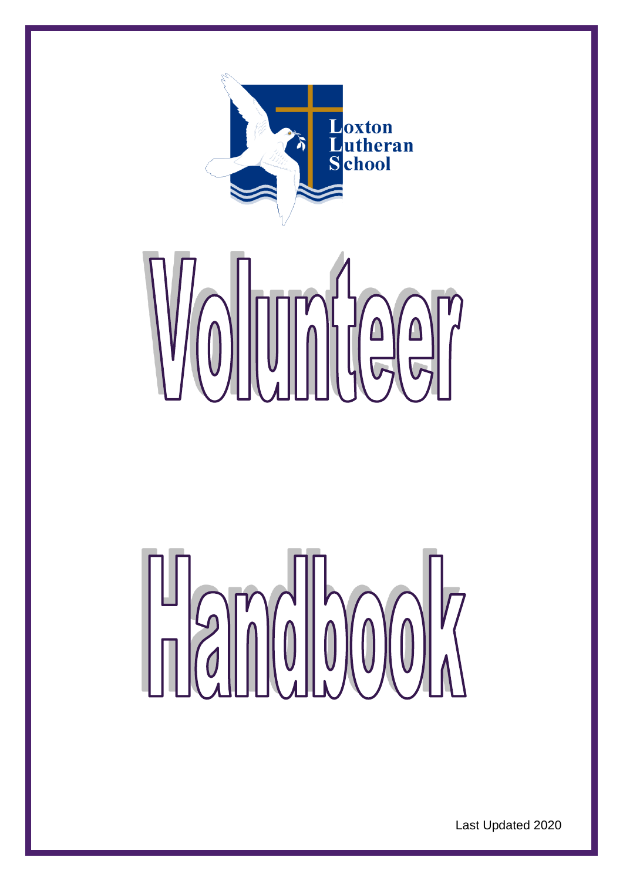Loxton
Lutheran
School

# Volunteer

# Handbook

Last Updated 2020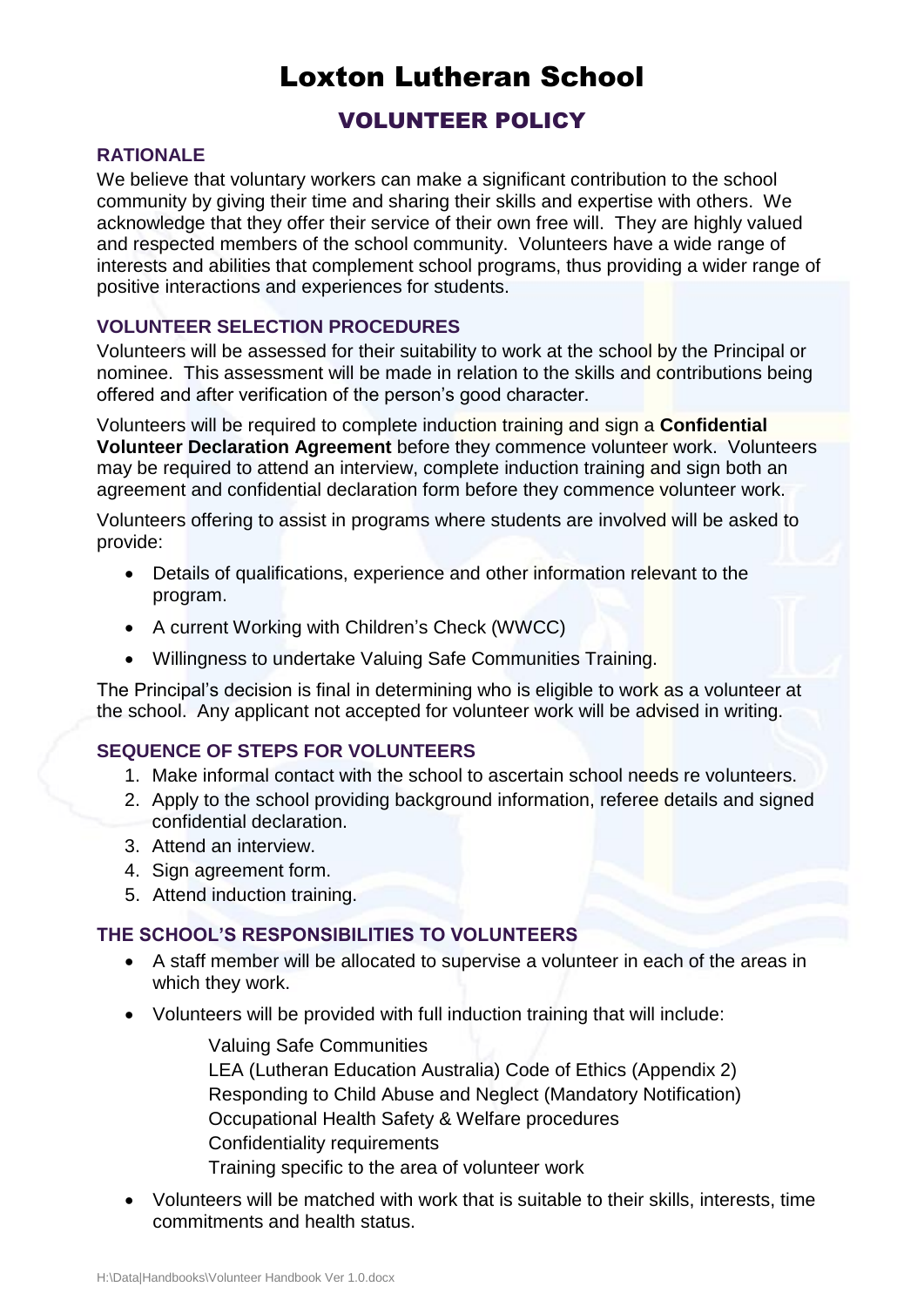# Loxton Lutheran School

## VOLUNTEER POLICY

### RATIONALE

We believe that voluntary workers can make a significant contribution to the school community by giving their time and sharing their skills and expertise with others. We acknowledge that they offer their service of their own free will. They are highly valued and respected members of the school community. Volunteers have a wide range of interests and abilities that complement school programs, thus providing a wider range of positive interactions and experiences for students.

### VOLUNTEER SELECTION PROCEDURES

Volunteers will be assessed for their suitability to work at the school by the Principal or nominee. This assessment will be made in relation to the skills and contributions being offered and after verification of the person's good character.

Volunteers will be required to complete induction training and sign a **Confidential Volunteer Declaration Agreement** before they commence volunteer work. Volunteers may be required to attend an interview, complete induction training and sign both an agreement and confidential declaration form before they commence volunteer work.

Volunteers offering to assist in programs where students are involved will be asked to provide:

- Details of qualifications, experience and other information relevant to the program.
- A current Working with Children's Check (WWCC)
- Willingness to undertake Valuing Safe Communities Training.

The Principal's decision is final in determining who is eligible to work as a volunteer at the school. Any applicant not accepted for volunteer work will be advised in writing.

### SEQUENCE OF STEPS FOR VOLUNTEERS

1. Make informal contact with the school to ascertain school needs re volunteers.
2. Apply to the school providing background information, referee details and signed confidential declaration.
3. Attend an interview.
4. Sign agreement form.
5. Attend induction training.

### THE SCHOOL'S RESPONSIBILITIES TO VOLUNTEERS

- A staff member will be allocated to supervise a volunteer in each of the areas in which they work.
- Volunteers will be provided with full induction training that will include:

  Valuing Safe Communities
  LEA (Lutheran Education Australia) Code of Ethics (Appendix 2)
  Responding to Child Abuse and Neglect (Mandatory Notification)
  Occupational Health Safety & Welfare procedures
  Confidentiality requirements
  Training specific to the area of volunteer work

- Volunteers will be matched with work that is suitable to their skills, interests, time commitments and health status.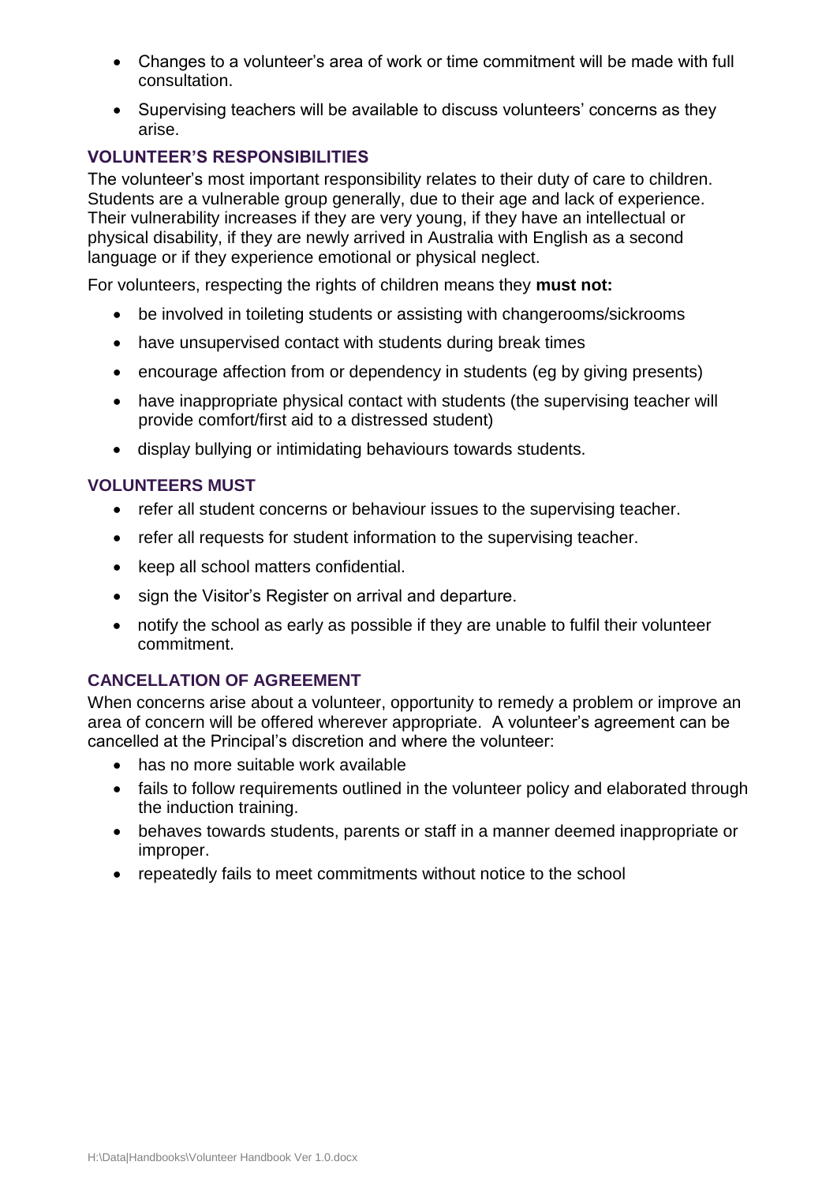- Changes to a volunteer's area of work or time commitment will be made with full consultation.
- Supervising teachers will be available to discuss volunteers' concerns as they arise.

### VOLUNTEER'S RESPONSIBILITIES

The volunteer's most important responsibility relates to their duty of care to children. Students are a vulnerable group generally, due to their age and lack of experience. Their vulnerability increases if they are very young, if they have an intellectual or physical disability, if they are newly arrived in Australia with English as a second language or if they experience emotional or physical neglect.

For volunteers, respecting the rights of children means they **must not:**

- be involved in toileting students or assisting with changerooms/sickrooms
- have unsupervised contact with students during break times
- encourage affection from or dependency in students (eg by giving presents)
- have inappropriate physical contact with students (the supervising teacher will provide comfort/first aid to a distressed student)
- display bullying or intimidating behaviours towards students.

### VOLUNTEERS MUST

- refer all student concerns or behaviour issues to the supervising teacher.
- refer all requests for student information to the supervising teacher.
- keep all school matters confidential.
- sign the Visitor's Register on arrival and departure.
- notify the school as early as possible if they are unable to fulfil their volunteer commitment.

### CANCELLATION OF AGREEMENT

When concerns arise about a volunteer, opportunity to remedy a problem or improve an area of concern will be offered wherever appropriate. A volunteer's agreement can be cancelled at the Principal's discretion and where the volunteer:

- has no more suitable work available
- fails to follow requirements outlined in the volunteer policy and elaborated through the induction training.
- behaves towards students, parents or staff in a manner deemed inappropriate or improper.
- repeatedly fails to meet commitments without notice to the school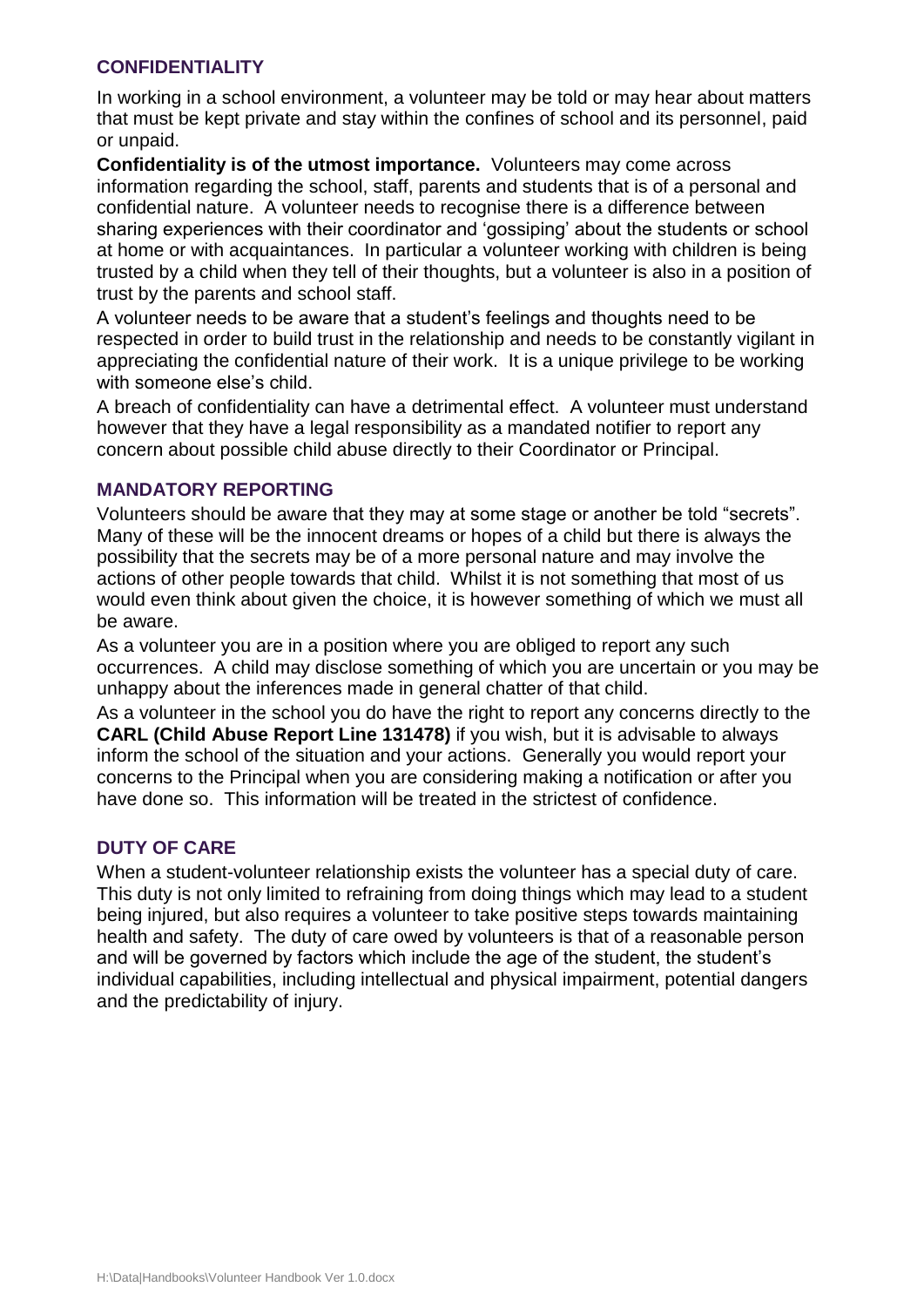## CONFIDENTIALITY

In working in a school environment, a volunteer may be told or may hear about matters that must be kept private and stay within the confines of school and its personnel, paid or unpaid.

**Confidentiality is of the utmost importance.** Volunteers may come across information regarding the school, staff, parents and students that is of a personal and confidential nature. A volunteer needs to recognise there is a difference between sharing experiences with their coordinator and 'gossiping' about the students or school at home or with acquaintances. In particular a volunteer working with children is being trusted by a child when they tell of their thoughts, but a volunteer is also in a position of trust by the parents and school staff.

A volunteer needs to be aware that a student's feelings and thoughts need to be respected in order to build trust in the relationship and needs to be constantly vigilant in appreciating the confidential nature of their work. It is a unique privilege to be working with someone else's child.

A breach of confidentiality can have a detrimental effect. A volunteer must understand however that they have a legal responsibility as a mandated notifier to report any concern about possible child abuse directly to their Coordinator or Principal.

## MANDATORY REPORTING

Volunteers should be aware that they may at some stage or another be told "secrets". Many of these will be the innocent dreams or hopes of a child but there is always the possibility that the secrets may be of a more personal nature and may involve the actions of other people towards that child. Whilst it is not something that most of us would even think about given the choice, it is however something of which we must all be aware.

As a volunteer you are in a position where you are obliged to report any such occurrences. A child may disclose something of which you are uncertain or you may be unhappy about the inferences made in general chatter of that child.

As a volunteer in the school you do have the right to report any concerns directly to the **CARL (Child Abuse Report Line 131478)** if you wish, but it is advisable to always inform the school of the situation and your actions. Generally you would report your concerns to the Principal when you are considering making a notification or after you have done so. This information will be treated in the strictest of confidence.

## DUTY OF CARE

When a student-volunteer relationship exists the volunteer has a special duty of care. This duty is not only limited to refraining from doing things which may lead to a student being injured, but also requires a volunteer to take positive steps towards maintaining health and safety. The duty of care owed by volunteers is that of a reasonable person and will be governed by factors which include the age of the student, the student's individual capabilities, including intellectual and physical impairment, potential dangers and the predictability of injury.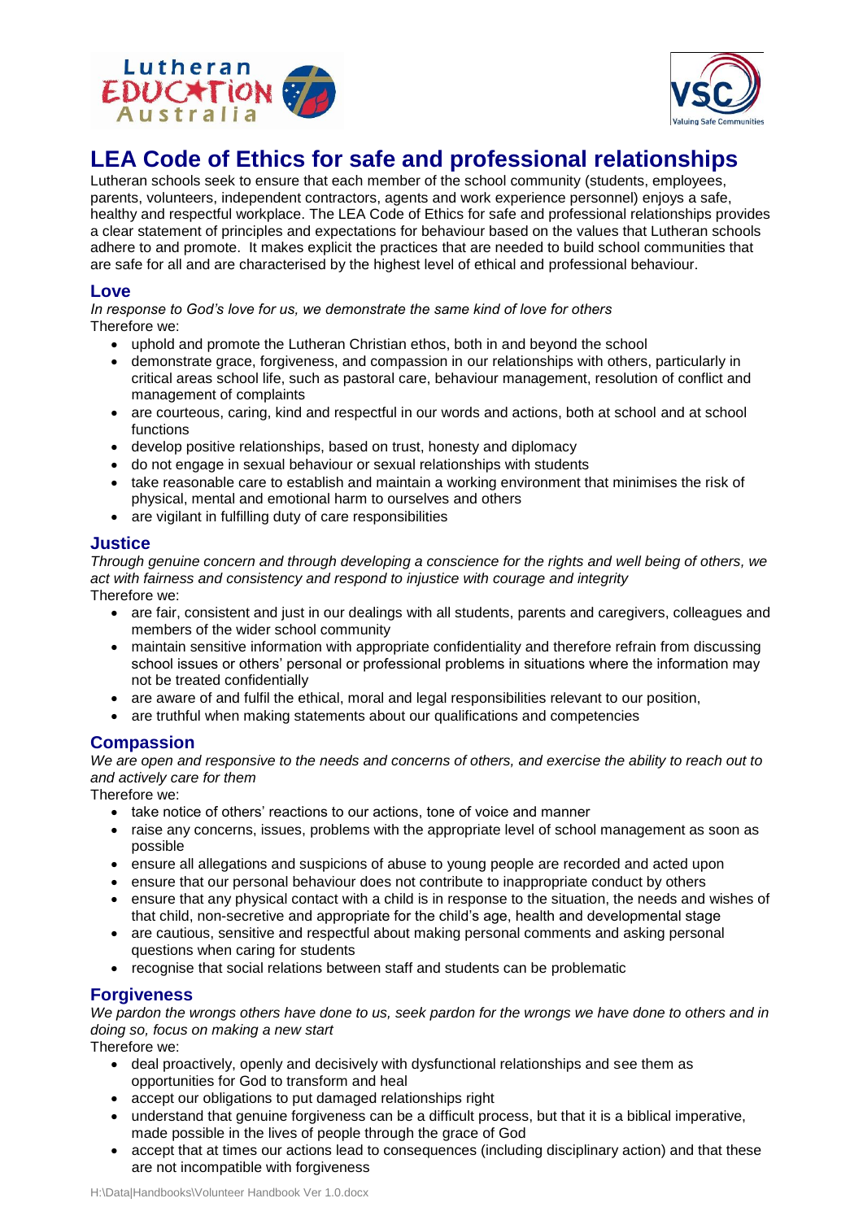# LEA Code of Ethics for safe and professional relationships

Lutheran schools seek to ensure that each member of the school community (students, employees, parents, volunteers, independent contractors, agents and work experience personnel) enjoys a safe, healthy and respectful workplace. The LEA Code of Ethics for safe and professional relationships provides a clear statement of principles and expectations for behaviour based on the values that Lutheran schools adhere to and promote. It makes explicit the practices that are needed to build school communities that are safe for all and are characterised by the highest level of ethical and professional behaviour.

## Love

*In response to God's love for us, we demonstrate the same kind of love for others*

Therefore we:

- uphold and promote the Lutheran Christian ethos, both in and beyond the school
- demonstrate grace, forgiveness, and compassion in our relationships with others, particularly in critical areas school life, such as pastoral care, behaviour management, resolution of conflict and management of complaints
- are courteous, caring, kind and respectful in our words and actions, both at school and at school functions
- develop positive relationships, based on trust, honesty and diplomacy
- do not engage in sexual behaviour or sexual relationships with students
- take reasonable care to establish and maintain a working environment that minimises the risk of physical, mental and emotional harm to ourselves and others
- are vigilant in fulfilling duty of care responsibilities

## Justice

*Through genuine concern and through developing a conscience for the rights and well being of others, we act with fairness and consistency and respond to injustice with courage and integrity*

Therefore we:

- are fair, consistent and just in our dealings with all students, parents and caregivers, colleagues and members of the wider school community
- maintain sensitive information with appropriate confidentiality and therefore refrain from discussing school issues or others' personal or professional problems in situations where the information may not be treated confidentially
- are aware of and fulfil the ethical, moral and legal responsibilities relevant to our position,
- are truthful when making statements about our qualifications and competencies

## Compassion

*We are open and responsive to the needs and concerns of others, and exercise the ability to reach out to and actively care for them*

Therefore we:

- take notice of others' reactions to our actions, tone of voice and manner
- raise any concerns, issues, problems with the appropriate level of school management as soon as possible
- ensure all allegations and suspicions of abuse to young people are recorded and acted upon
- ensure that our personal behaviour does not contribute to inappropriate conduct by others
- ensure that any physical contact with a child is in response to the situation, the needs and wishes of that child, non-secretive and appropriate for the child's age, health and developmental stage
- are cautious, sensitive and respectful about making personal comments and asking personal questions when caring for students
- recognise that social relations between staff and students can be problematic

## Forgiveness

*We pardon the wrongs others have done to us, seek pardon for the wrongs we have done to others and in doing so, focus on making a new start*

Therefore we:

- deal proactively, openly and decisively with dysfunctional relationships and see them as opportunities for God to transform and heal
- accept our obligations to put damaged relationships right
- understand that genuine forgiveness can be a difficult process, but that it is a biblical imperative, made possible in the lives of people through the grace of God
- accept that at times our actions lead to consequences (including disciplinary action) and that these are not incompatible with forgiveness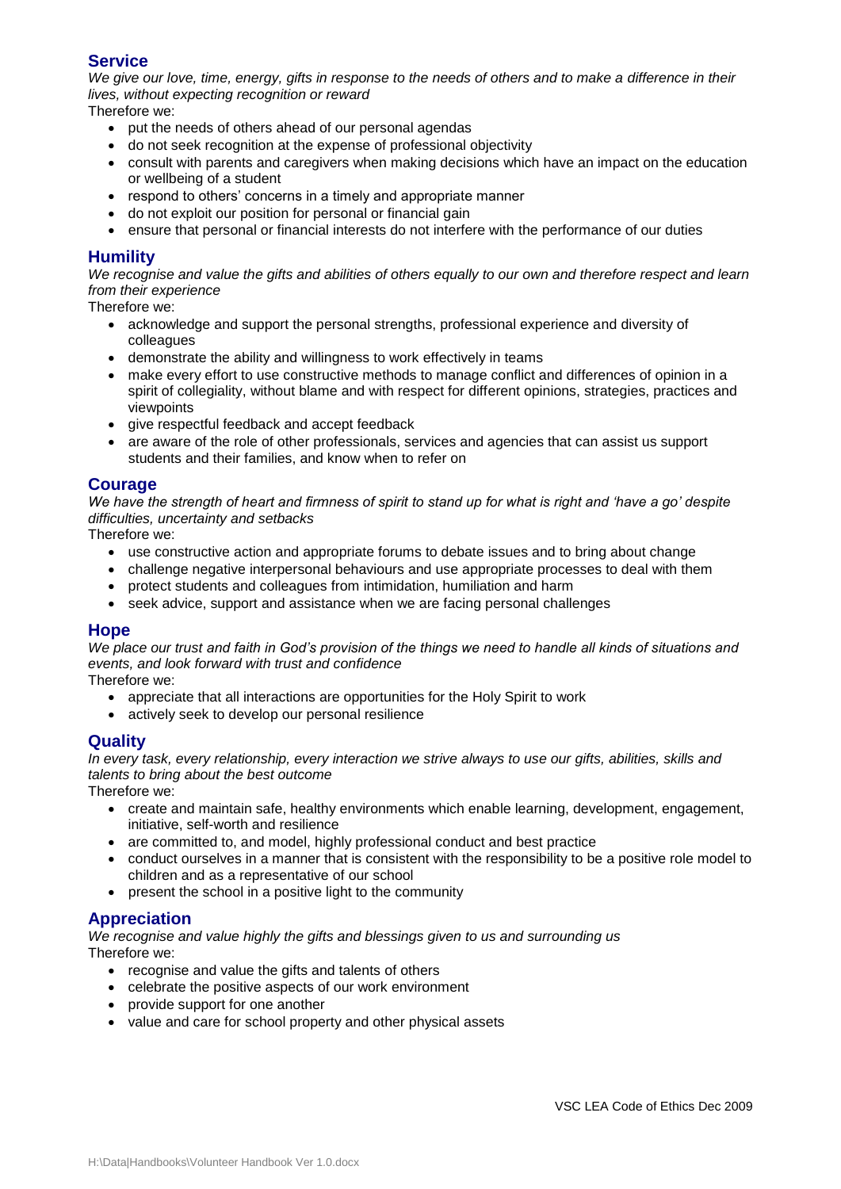## Service

*We give our love, time, energy, gifts in response to the needs of others and to make a difference in their lives, without expecting recognition or reward*

Therefore we:

- put the needs of others ahead of our personal agendas
- do not seek recognition at the expense of professional objectivity
- consult with parents and caregivers when making decisions which have an impact on the education or wellbeing of a student
- respond to others' concerns in a timely and appropriate manner
- do not exploit our position for personal or financial gain
- ensure that personal or financial interests do not interfere with the performance of our duties

## Humility

*We recognise and value the gifts and abilities of others equally to our own and therefore respect and learn from their experience*

Therefore we:

- acknowledge and support the personal strengths, professional experience and diversity of colleagues
- demonstrate the ability and willingness to work effectively in teams
- make every effort to use constructive methods to manage conflict and differences of opinion in a spirit of collegiality, without blame and with respect for different opinions, strategies, practices and viewpoints
- give respectful feedback and accept feedback
- are aware of the role of other professionals, services and agencies that can assist us support students and their families, and know when to refer on

## Courage

*We have the strength of heart and firmness of spirit to stand up for what is right and 'have a go' despite difficulties, uncertainty and setbacks*

Therefore we:

- use constructive action and appropriate forums to debate issues and to bring about change
- challenge negative interpersonal behaviours and use appropriate processes to deal with them
- protect students and colleagues from intimidation, humiliation and harm
- seek advice, support and assistance when we are facing personal challenges

## Hope

*We place our trust and faith in God's provision of the things we need to handle all kinds of situations and events, and look forward with trust and confidence*

Therefore we:

- appreciate that all interactions are opportunities for the Holy Spirit to work
- actively seek to develop our personal resilience

## Quality

*In every task, every relationship, every interaction we strive always to use our gifts, abilities, skills and talents to bring about the best outcome*

Therefore we:

- create and maintain safe, healthy environments which enable learning, development, engagement, initiative, self-worth and resilience
- are committed to, and model, highly professional conduct and best practice
- conduct ourselves in a manner that is consistent with the responsibility to be a positive role model to children and as a representative of our school
- present the school in a positive light to the community

## Appreciation

*We recognise and value highly the gifts and blessings given to us and surrounding us*

Therefore we:

- recognise and value the gifts and talents of others
- celebrate the positive aspects of our work environment
- provide support for one another
- value and care for school property and other physical assets

VSC LEA Code of Ethics Dec 2009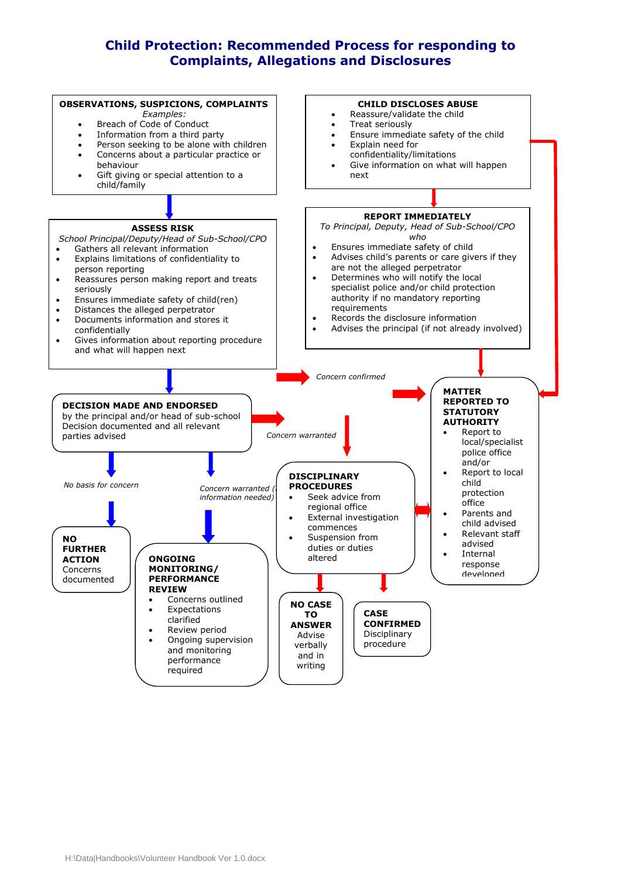# Child Protection: Recommended Process for responding to Complaints, Allegations and Disclosures

**OBSERVATIONS, SUSPICIONS, COMPLAINTS**

*Examples:*

- Breach of Code of Conduct
- Information from a third party
- Person seeking to be alone with children
- Concerns about a particular practice or behaviour
- Gift giving or special attention to a child/family

**CHILD DISCLOSES ABUSE**

- Reassure/validate the child
- Treat seriously
- Ensure immediate safety of the child
- Explain need for confidentiality/limitations
- Give information on what will happen next

**ASSESS RISK**

*School Principal/Deputy/Head of Sub-School/CPO*

- Gathers all relevant information
- Explains limitations of confidentiality to person reporting
- Reassures person making report and treats seriously
- Ensures immediate safety of child(ren)
- Distances the alleged perpetrator
- Documents information and stores it confidentially
- Gives information about reporting procedure and what will happen next

**REPORT IMMEDIATELY**

*To Principal, Deputy, Head of Sub-School/CPO who*

- Ensures immediate safety of child
- Advises child's parents or care givers if they are not the alleged perpetrator
- Determines who will notify the local specialist police and/or child protection authority if no mandatory reporting requirements
- Records the disclosure information
- Advises the principal (if not already involved)

*Concern confirmed*

**DECISION MADE AND ENDORSED**

by the principal and/or head of sub-school
Decision documented and all relevant parties advised

*Concern warranted*

**MATTER REPORTED TO STATUTORY AUTHORITY**

- Report to local/specialist police office and/or
- Report to local child protection office
- Parents and child advised
- Relevant staff advised
- Internal response developed

*No basis for concern*

*Concern warranted (information needed)*

**DISCIPLINARY PROCEDURES**

- Seek advice from regional office
- External investigation commences
- Suspension from duties or duties altered

**NO FURTHER ACTION**
Concerns documented

**ONGOING MONITORING/ PERFORMANCE REVIEW**

- Concerns outlined
- Expectations clarified
- Review period
- Ongoing supervision and monitoring performance required

**NO CASE TO ANSWER**
Advise verbally and in writing

**CASE CONFIRMED**
Disciplinary procedure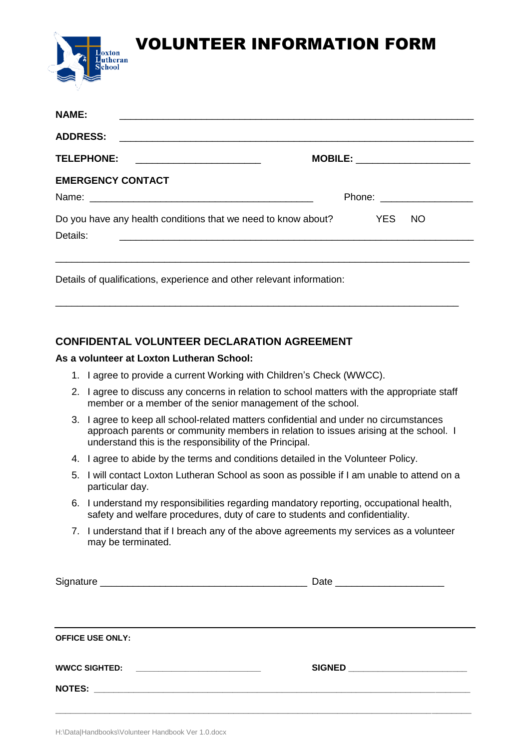# VOLUNTEER INFORMATION FORM

**NAME:** ______________________________________________________________

**ADDRESS:** ______________________________________________________________

**TELEPHONE:** ______________________ **MOBILE:** ____________________

**EMERGENCY CONTACT**

Name: ______________________________________ Phone: ________________

Do you have any health conditions that we need to know about? YES NO

Details: ______________________________________________________________

_________________________________________________________________________

Details of qualifications, experience and other relevant information:

_________________________________________________________________________

## CONFIDENTAL VOLUNTEER DECLARATION AGREEMENT

**As a volunteer at Loxton Lutheran School:**

1. I agree to provide a current Working with Children's Check (WWCC).
2. I agree to discuss any concerns in relation to school matters with the appropriate staff member or a member of the senior management of the school.
3. I agree to keep all school-related matters confidential and under no circumstances approach parents or community members in relation to issues arising at the school. I understand this is the responsibility of the Principal.
4. I agree to abide by the terms and conditions detailed in the Volunteer Policy.
5. I will contact Loxton Lutheran School as soon as possible if I am unable to attend on a particular day.
6. I understand my responsibilities regarding mandatory reporting, occupational health, safety and welfare procedures, duty of care to students and confidentiality.
7. I understand that if I breach any of the above agreements my services as a volunteer may be terminated.

Signature ____________________________________ Date ___________________

---

**OFFICE USE ONLY:**

**WWCC SIGHTED:** ________________________ **SIGNED** ______________________

**NOTES:** ______________________________________________________________

_________________________________________________________________________

H:\Data|Handbooks\Volunteer Handbook Ver 1.0.docx